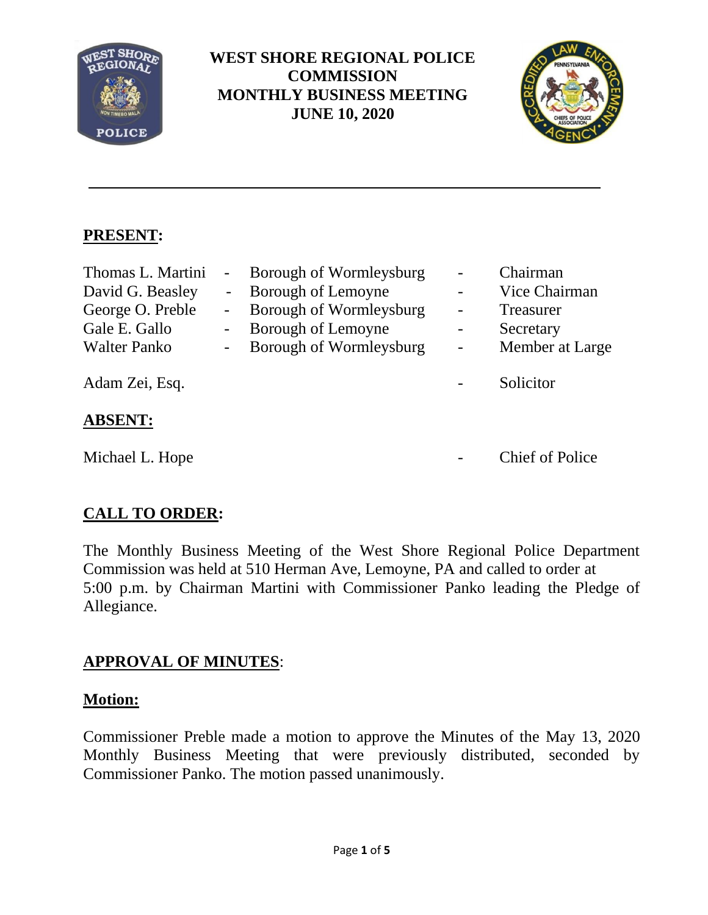# WEST SHORE REGIONAL POLICE COMMISSION
# MONTHLY BUSINESS MEETING
# JUNE 10, 2020

---

## PRESENT:

| | | |
|---|---|---|
| Thomas L. Martini | Borough of Wormleysburg | Chairman |
| David G. Beasley | Borough of Lemoyne | Vice Chairman |
| George O. Preble | Borough of Wormleysburg | Treasurer |
| Gale E. Gallo | Borough of Lemoyne | Secretary |
| Walter Panko | Borough of Wormleysburg | Member at Large |
| Adam Zei, Esq. | | Solicitor |

## ABSENT:

| | | |
|---|---|---|
| Michael L. Hope | | Chief of Police |

## CALL TO ORDER:

The Monthly Business Meeting of the West Shore Regional Police Department Commission was held at 510 Herman Ave, Lemoyne, PA and called to order at 5:00 p.m. by Chairman Martini with Commissioner Panko leading the Pledge of Allegiance.

## APPROVAL OF MINUTES:

### Motion:

Commissioner Preble made a motion to approve the Minutes of the May 13, 2020 Monthly Business Meeting that were previously distributed, seconded by Commissioner Panko. The motion passed unanimously.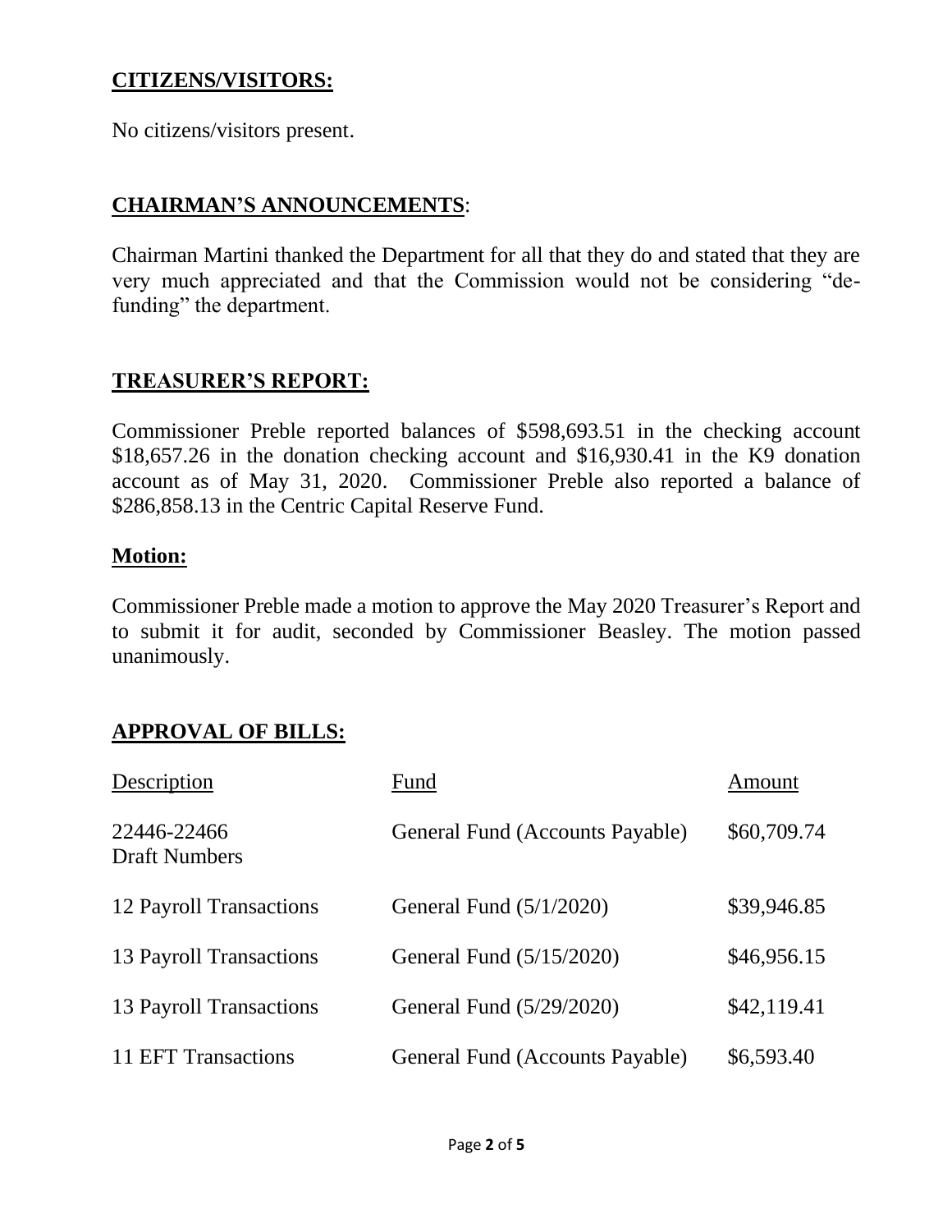## CITIZENS/VISITORS:

No citizens/visitors present.

## CHAIRMAN'S ANNOUNCEMENTS:

Chairman Martini thanked the Department for all that they do and stated that they are very much appreciated and that the Commission would not be considering "de-funding" the department.

## TREASURER'S REPORT:

Commissioner Preble reported balances of $598,693.51 in the checking account $18,657.26 in the donation checking account and $16,930.41 in the K9 donation account as of May 31, 2020. Commissioner Preble also reported a balance of $286,858.13 in the Centric Capital Reserve Fund.

### Motion:

Commissioner Preble made a motion to approve the May 2020 Treasurer's Report and to submit it for audit, seconded by Commissioner Beasley. The motion passed unanimously.

## APPROVAL OF BILLS:

| Description | Fund | Amount |
|---|---|---|
| 22446-22466 Draft Numbers | General Fund (Accounts Payable) | $60,709.74 |
| 12 Payroll Transactions | General Fund (5/1/2020) | $39,946.85 |
| 13 Payroll Transactions | General Fund (5/15/2020) | $46,956.15 |
| 13 Payroll Transactions | General Fund (5/29/2020) | $42,119.41 |
| 11 EFT Transactions | General Fund (Accounts Payable) | $6,593.40 |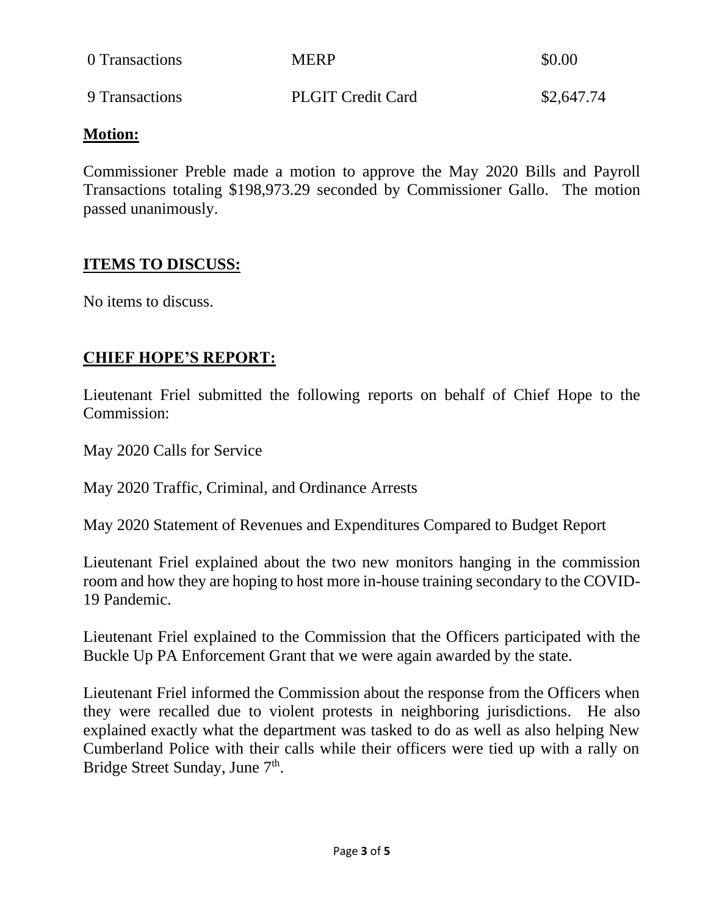| | | |
|---|---|---|
| 0 Transactions | MERP | \$0.00 |
| 9 Transactions | PLGIT Credit Card | \$2,647.74 |

**Motion:**

Commissioner Preble made a motion to approve the May 2020 Bills and Payroll Transactions totaling \$198,973.29 seconded by Commissioner Gallo. The motion passed unanimously.

**ITEMS TO DISCUSS:**

No items to discuss.

**CHIEF HOPE'S REPORT:**

Lieutenant Friel submitted the following reports on behalf of Chief Hope to the Commission:

May 2020 Calls for Service

May 2020 Traffic, Criminal, and Ordinance Arrests

May 2020 Statement of Revenues and Expenditures Compared to Budget Report

Lieutenant Friel explained about the two new monitors hanging in the commission room and how they are hoping to host more in-house training secondary to the COVID-19 Pandemic.

Lieutenant Friel explained to the Commission that the Officers participated with the Buckle Up PA Enforcement Grant that we were again awarded by the state.

Lieutenant Friel informed the Commission about the response from the Officers when they were recalled due to violent protests in neighboring jurisdictions. He also explained exactly what the department was tasked to do as well as also helping New Cumberland Police with their calls while their officers were tied up with a rally on Bridge Street Sunday, June 7th.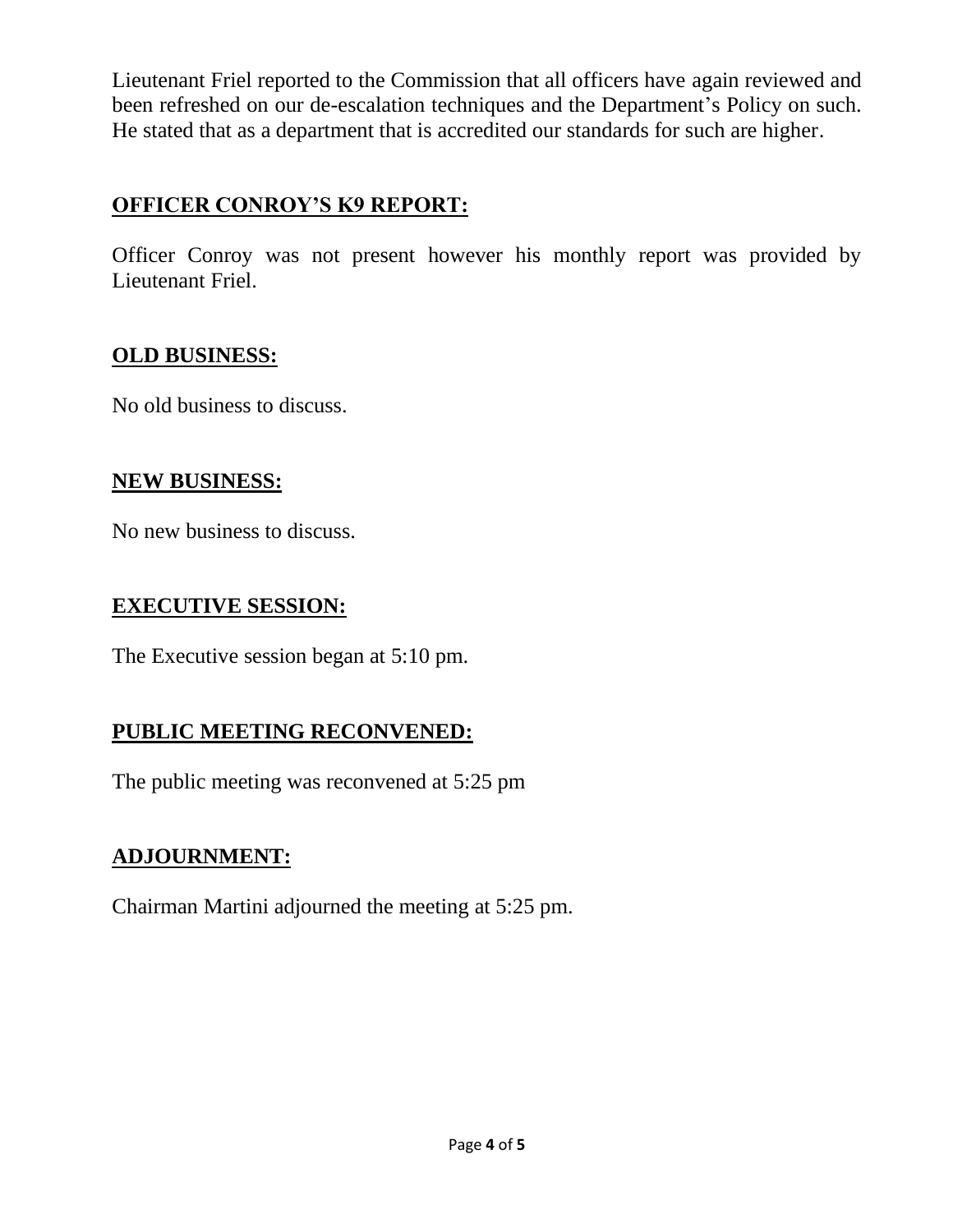Lieutenant Friel reported to the Commission that all officers have again reviewed and been refreshed on our de-escalation techniques and the Department's Policy on such. He stated that as a department that is accredited our standards for such are higher.

## OFFICER CONROY'S K9 REPORT:

Officer Conroy was not present however his monthly report was provided by Lieutenant Friel.

## OLD BUSINESS:

No old business to discuss.

## NEW BUSINESS:

No new business to discuss.

## EXECUTIVE SESSION:

The Executive session began at 5:10 pm.

## PUBLIC MEETING RECONVENED:

The public meeting was reconvened at 5:25 pm

## ADJOURNMENT:

Chairman Martini adjourned the meeting at 5:25 pm.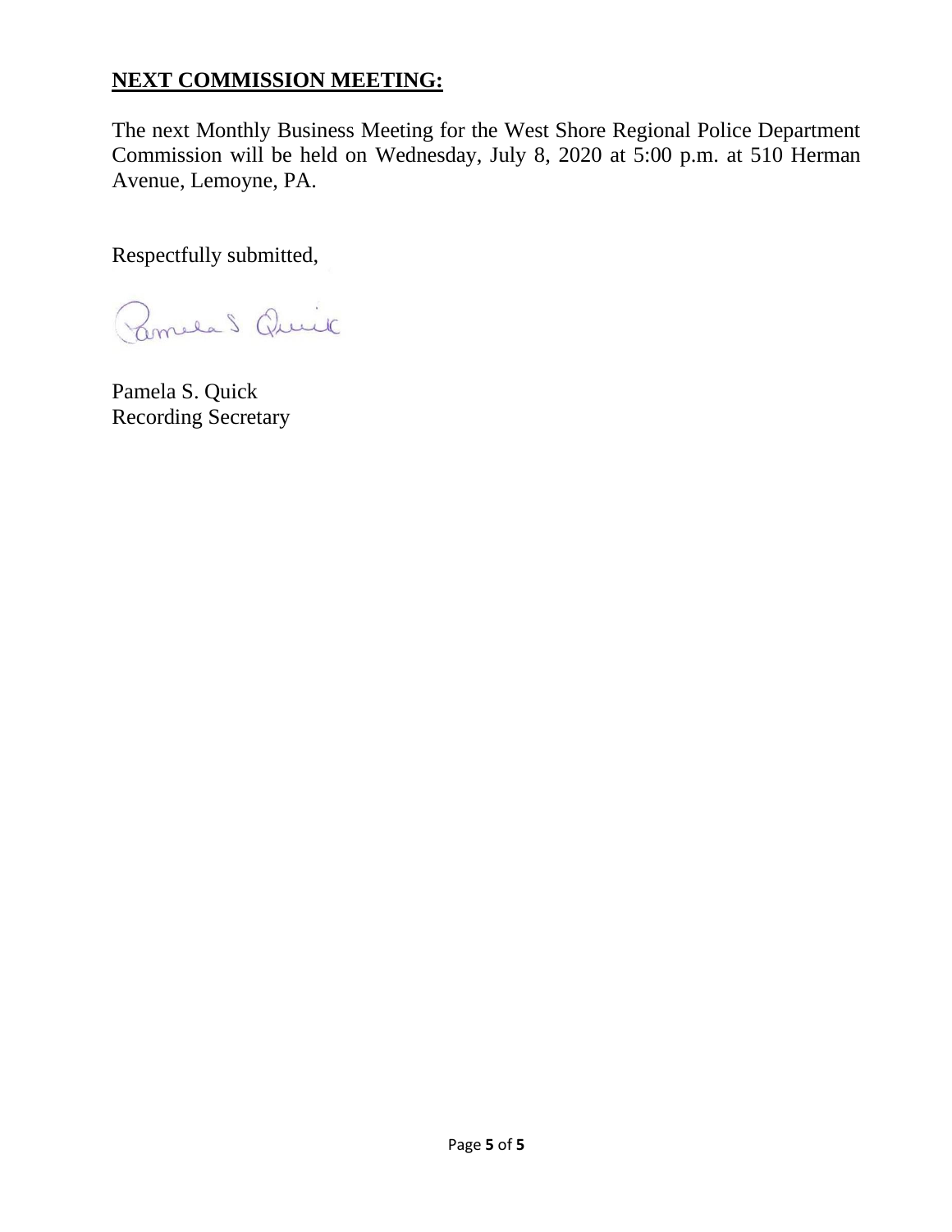## **NEXT COMMISSION MEETING:**

The next Monthly Business Meeting for the West Shore Regional Police Department Commission will be held on Wednesday, July 8, 2020 at 5:00 p.m. at 510 Herman Avenue, Lemoyne, PA.

Respectfully submitted,

Pamela S. Quick

Pamela S. Quick
Recording Secretary